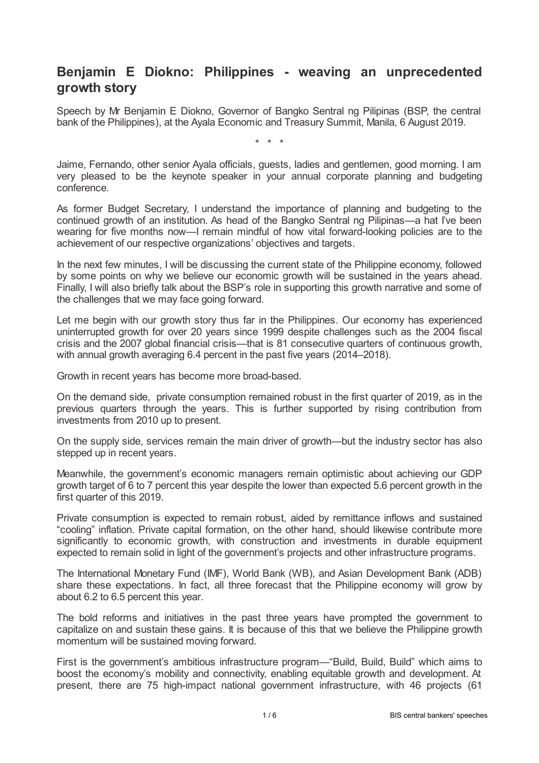# Benjamin E Diokno: Philippines - weaving an unprecedented growth story

Speech by Mr Benjamin E Diokno, Governor of Bangko Sentral ng Pilipinas (BSP, the central bank of the Philippines), at the Ayala Economic and Treasury Summit, Manila, 6 August 2019.

\* \* \*

Jaime, Fernando, other senior Ayala officials, guests, ladies and gentlemen, good morning. I am very pleased to be the keynote speaker in your annual corporate planning and budgeting conference.

As former Budget Secretary, I understand the importance of planning and budgeting to the continued growth of an institution. As head of the Bangko Sentral ng Pilipinas—a hat I've been wearing for five months now—I remain mindful of how vital forward-looking policies are to the achievement of our respective organizations' objectives and targets.

In the next few minutes, I will be discussing the current state of the Philippine economy, followed by some points on why we believe our economic growth will be sustained in the years ahead. Finally, I will also briefly talk about the BSP's role in supporting this growth narrative and some of the challenges that we may face going forward.

Let me begin with our growth story thus far in the Philippines. Our economy has experienced uninterrupted growth for over 20 years since 1999 despite challenges such as the 2004 fiscal crisis and the 2007 global financial crisis—that is 81 consecutive quarters of continuous growth, with annual growth averaging 6.4 percent in the past five years (2014–2018).

Growth in recent years has become more broad-based.

On the demand side, private consumption remained robust in the first quarter of 2019, as in the previous quarters through the years. This is further supported by rising contribution from investments from 2010 up to present.

On the supply side, services remain the main driver of growth—but the industry sector has also stepped up in recent years.

Meanwhile, the government's economic managers remain optimistic about achieving our GDP growth target of 6 to 7 percent this year despite the lower than expected 5.6 percent growth in the first quarter of this 2019.

Private consumption is expected to remain robust, aided by remittance inflows and sustained "cooling" inflation. Private capital formation, on the other hand, should likewise contribute more significantly to economic growth, with construction and investments in durable equipment expected to remain solid in light of the government's projects and other infrastructure programs.

The International Monetary Fund (IMF), World Bank (WB), and Asian Development Bank (ADB) share these expectations. In fact, all three forecast that the Philippine economy will grow by about 6.2 to 6.5 percent this year.

The bold reforms and initiatives in the past three years have prompted the government to capitalize on and sustain these gains. It is because of this that we believe the Philippine growth momentum will be sustained moving forward.

First is the government's ambitious infrastructure program—"Build, Build, Build" which aims to boost the economy's mobility and connectivity, enabling equitable growth and development. At present, there are 75 high-impact national government infrastructure, with 46 projects (61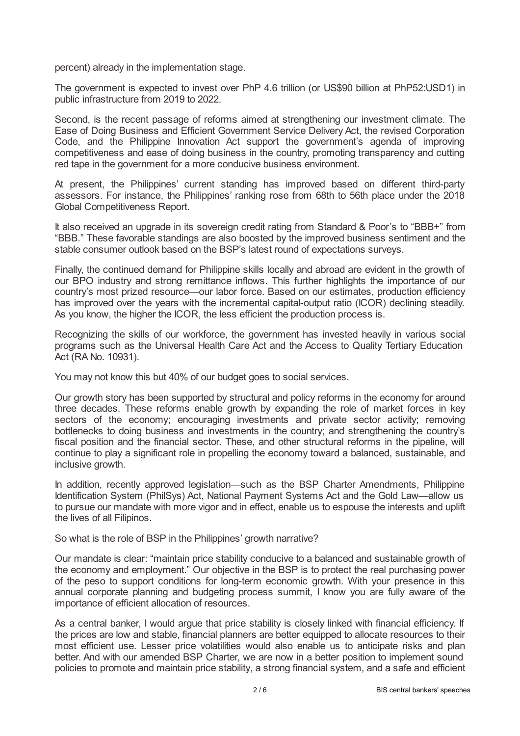percent) already in the implementation stage.

The government is expected to invest over PhP 4.6 trillion (or US$90 billion at PhP52:USD1) in public infrastructure from 2019 to 2022.

Second, is the recent passage of reforms aimed at strengthening our investment climate. The Ease of Doing Business and Efficient Government Service Delivery Act, the revised Corporation Code, and the Philippine Innovation Act support the government's agenda of improving competitiveness and ease of doing business in the country, promoting transparency and cutting red tape in the government for a more conducive business environment.

At present, the Philippines' current standing has improved based on different third-party assessors. For instance, the Philippines' ranking rose from 68th to 56th place under the 2018 Global Competitiveness Report.

It also received an upgrade in its sovereign credit rating from Standard & Poor's to "BBB+" from "BBB." These favorable standings are also boosted by the improved business sentiment and the stable consumer outlook based on the BSP's latest round of expectations surveys.

Finally, the continued demand for Philippine skills locally and abroad are evident in the growth of our BPO industry and strong remittance inflows. This further highlights the importance of our country's most prized resource—our labor force. Based on our estimates, production efficiency has improved over the years with the incremental capital-output ratio (ICOR) declining steadily. As you know, the higher the ICOR, the less efficient the production process is.

Recognizing the skills of our workforce, the government has invested heavily in various social programs such as the Universal Health Care Act and the Access to Quality Tertiary Education Act (RA No. 10931).

You may not know this but 40% of our budget goes to social services.

Our growth story has been supported by structural and policy reforms in the economy for around three decades. These reforms enable growth by expanding the role of market forces in key sectors of the economy; encouraging investments and private sector activity; removing bottlenecks to doing business and investments in the country; and strengthening the country's fiscal position and the financial sector. These, and other structural reforms in the pipeline, will continue to play a significant role in propelling the economy toward a balanced, sustainable, and inclusive growth.

In addition, recently approved legislation—such as the BSP Charter Amendments, Philippine Identification System (PhilSys) Act, National Payment Systems Act and the Gold Law—allow us to pursue our mandate with more vigor and in effect, enable us to espouse the interests and uplift the lives of all Filipinos.

So what is the role of BSP in the Philippines' growth narrative?

Our mandate is clear: "maintain price stability conducive to a balanced and sustainable growth of the economy and employment." Our objective in the BSP is to protect the real purchasing power of the peso to support conditions for long-term economic growth. With your presence in this annual corporate planning and budgeting process summit, I know you are fully aware of the importance of efficient allocation of resources.

As a central banker, I would argue that price stability is closely linked with financial efficiency. If the prices are low and stable, financial planners are better equipped to allocate resources to their most efficient use. Lesser price volatilities would also enable us to anticipate risks and plan better. And with our amended BSP Charter, we are now in a better position to implement sound policies to promote and maintain price stability, a strong financial system, and a safe and efficient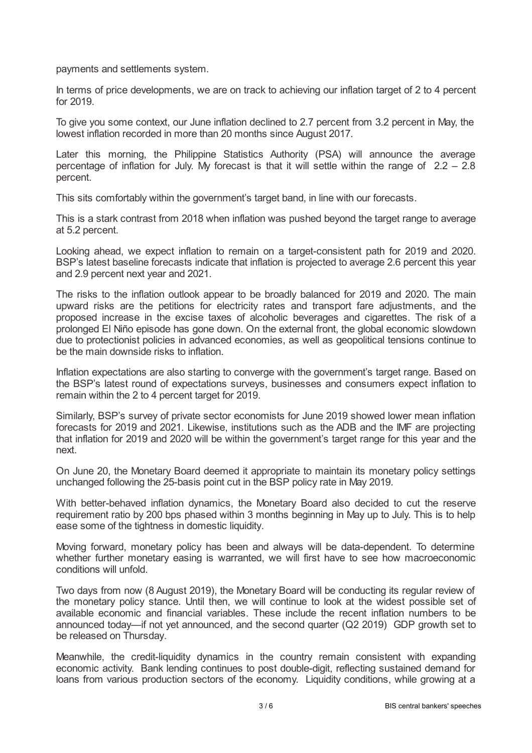payments and settlements system.

In terms of price developments, we are on track to achieving our inflation target of 2 to 4 percent for 2019.

To give you some context, our June inflation declined to 2.7 percent from 3.2 percent in May, the lowest inflation recorded in more than 20 months since August 2017.

Later this morning, the Philippine Statistics Authority (PSA) will announce the average percentage of inflation for July. My forecast is that it will settle within the range of 2.2 – 2.8 percent.

This sits comfortably within the government's target band, in line with our forecasts.

This is a stark contrast from 2018 when inflation was pushed beyond the target range to average at 5.2 percent.

Looking ahead, we expect inflation to remain on a target-consistent path for 2019 and 2020. BSP's latest baseline forecasts indicate that inflation is projected to average 2.6 percent this year and 2.9 percent next year and 2021.

The risks to the inflation outlook appear to be broadly balanced for 2019 and 2020. The main upward risks are the petitions for electricity rates and transport fare adjustments, and the proposed increase in the excise taxes of alcoholic beverages and cigarettes. The risk of a prolonged El Niño episode has gone down. On the external front, the global economic slowdown due to protectionist policies in advanced economies, as well as geopolitical tensions continue to be the main downside risks to inflation.

Inflation expectations are also starting to converge with the government's target range. Based on the BSP's latest round of expectations surveys, businesses and consumers expect inflation to remain within the 2 to 4 percent target for 2019.

Similarly, BSP's survey of private sector economists for June 2019 showed lower mean inflation forecasts for 2019 and 2021. Likewise, institutions such as the ADB and the IMF are projecting that inflation for 2019 and 2020 will be within the government's target range for this year and the next.

On June 20, the Monetary Board deemed it appropriate to maintain its monetary policy settings unchanged following the 25-basis point cut in the BSP policy rate in May 2019.

With better-behaved inflation dynamics, the Monetary Board also decided to cut the reserve requirement ratio by 200 bps phased within 3 months beginning in May up to July. This is to help ease some of the tightness in domestic liquidity.

Moving forward, monetary policy has been and always will be data-dependent. To determine whether further monetary easing is warranted, we will first have to see how macroeconomic conditions will unfold.

Two days from now (8 August 2019), the Monetary Board will be conducting its regular review of the monetary policy stance. Until then, we will continue to look at the widest possible set of available economic and financial variables. These include the recent inflation numbers to be announced today—if not yet announced, and the second quarter (Q2 2019) GDP growth set to be released on Thursday.

Meanwhile, the credit-liquidity dynamics in the country remain consistent with expanding economic activity. Bank lending continues to post double-digit, reflecting sustained demand for loans from various production sectors of the economy. Liquidity conditions, while growing at a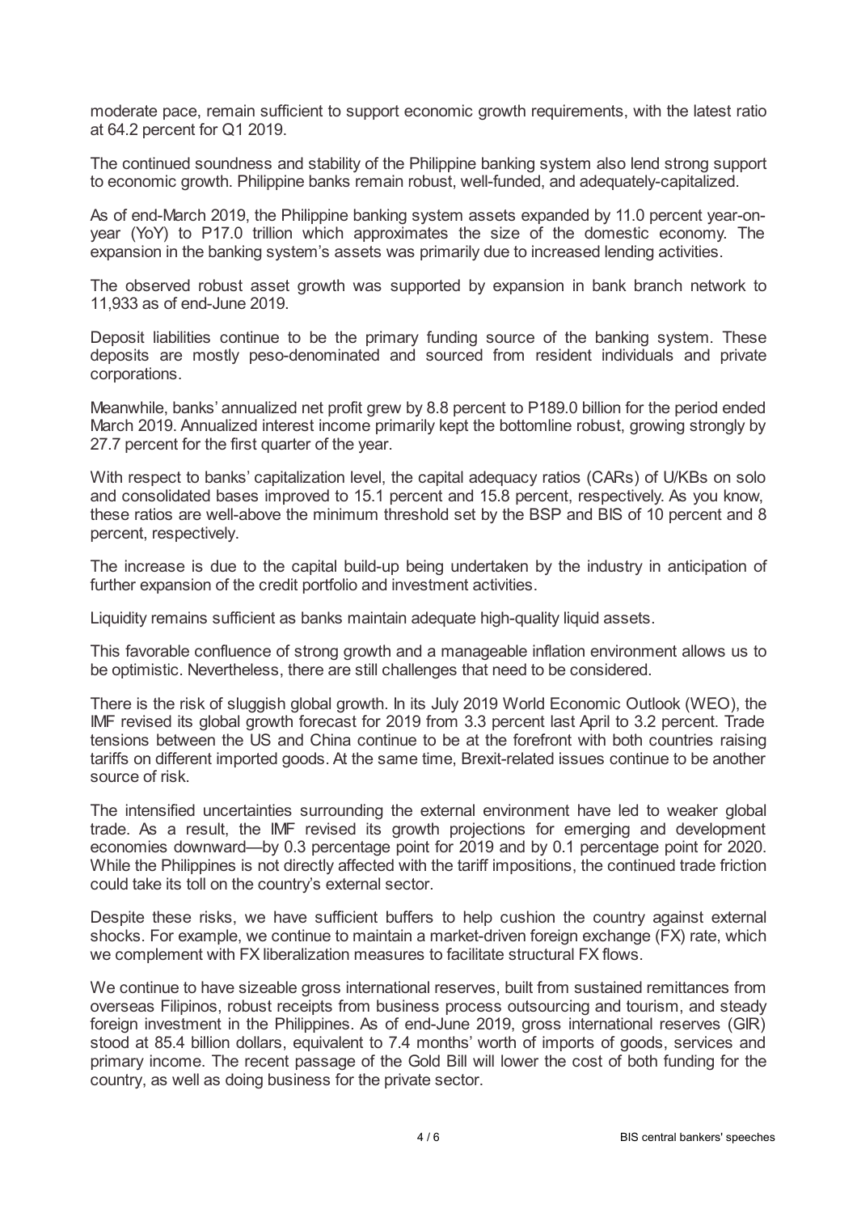moderate pace, remain sufficient to support economic growth requirements, with the latest ratio at 64.2 percent for Q1 2019.

The continued soundness and stability of the Philippine banking system also lend strong support to economic growth. Philippine banks remain robust, well-funded, and adequately-capitalized.

As of end-March 2019, the Philippine banking system assets expanded by 11.0 percent year-on-year (YoY) to P17.0 trillion which approximates the size of the domestic economy. The expansion in the banking system's assets was primarily due to increased lending activities.

The observed robust asset growth was supported by expansion in bank branch network to 11,933 as of end-June 2019.

Deposit liabilities continue to be the primary funding source of the banking system. These deposits are mostly peso-denominated and sourced from resident individuals and private corporations.

Meanwhile, banks' annualized net profit grew by 8.8 percent to P189.0 billion for the period ended March 2019. Annualized interest income primarily kept the bottomline robust, growing strongly by 27.7 percent for the first quarter of the year.

With respect to banks' capitalization level, the capital adequacy ratios (CARs) of U/KBs on solo and consolidated bases improved to 15.1 percent and 15.8 percent, respectively. As you know, these ratios are well-above the minimum threshold set by the BSP and BIS of 10 percent and 8 percent, respectively.

The increase is due to the capital build-up being undertaken by the industry in anticipation of further expansion of the credit portfolio and investment activities.

Liquidity remains sufficient as banks maintain adequate high-quality liquid assets.

This favorable confluence of strong growth and a manageable inflation environment allows us to be optimistic. Nevertheless, there are still challenges that need to be considered.

There is the risk of sluggish global growth. In its July 2019 World Economic Outlook (WEO), the IMF revised its global growth forecast for 2019 from 3.3 percent last April to 3.2 percent. Trade tensions between the US and China continue to be at the forefront with both countries raising tariffs on different imported goods. At the same time, Brexit-related issues continue to be another source of risk.

The intensified uncertainties surrounding the external environment have led to weaker global trade. As a result, the IMF revised its growth projections for emerging and development economies downward—by 0.3 percentage point for 2019 and by 0.1 percentage point for 2020. While the Philippines is not directly affected with the tariff impositions, the continued trade friction could take its toll on the country's external sector.

Despite these risks, we have sufficient buffers to help cushion the country against external shocks. For example, we continue to maintain a market-driven foreign exchange (FX) rate, which we complement with FX liberalization measures to facilitate structural FX flows.

We continue to have sizeable gross international reserves, built from sustained remittances from overseas Filipinos, robust receipts from business process outsourcing and tourism, and steady foreign investment in the Philippines. As of end-June 2019, gross international reserves (GIR) stood at 85.4 billion dollars, equivalent to 7.4 months' worth of imports of goods, services and primary income. The recent passage of the Gold Bill will lower the cost of both funding for the country, as well as doing business for the private sector.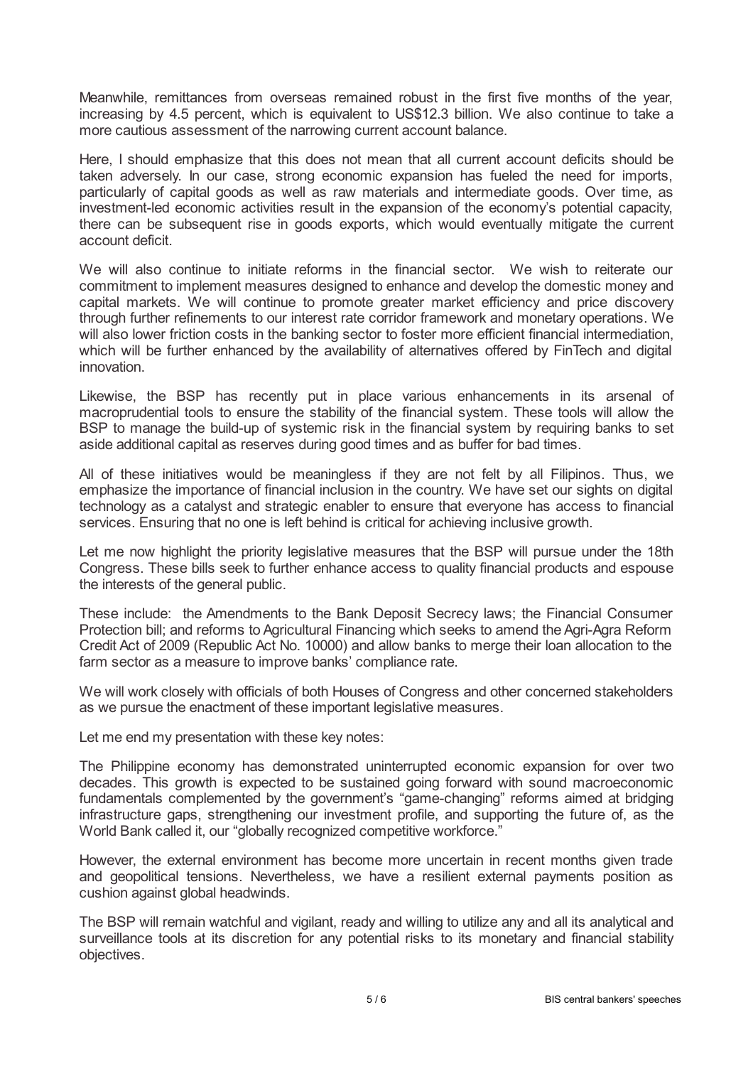Meanwhile, remittances from overseas remained robust in the first five months of the year, increasing by 4.5 percent, which is equivalent to US$12.3 billion. We also continue to take a more cautious assessment of the narrowing current account balance.

Here, I should emphasize that this does not mean that all current account deficits should be taken adversely. In our case, strong economic expansion has fueled the need for imports, particularly of capital goods as well as raw materials and intermediate goods. Over time, as investment-led economic activities result in the expansion of the economy's potential capacity, there can be subsequent rise in goods exports, which would eventually mitigate the current account deficit.

We will also continue to initiate reforms in the financial sector. We wish to reiterate our commitment to implement measures designed to enhance and develop the domestic money and capital markets. We will continue to promote greater market efficiency and price discovery through further refinements to our interest rate corridor framework and monetary operations. We will also lower friction costs in the banking sector to foster more efficient financial intermediation, which will be further enhanced by the availability of alternatives offered by FinTech and digital innovation.

Likewise, the BSP has recently put in place various enhancements in its arsenal of macroprudential tools to ensure the stability of the financial system. These tools will allow the BSP to manage the build-up of systemic risk in the financial system by requiring banks to set aside additional capital as reserves during good times and as buffer for bad times.

All of these initiatives would be meaningless if they are not felt by all Filipinos. Thus, we emphasize the importance of financial inclusion in the country. We have set our sights on digital technology as a catalyst and strategic enabler to ensure that everyone has access to financial services. Ensuring that no one is left behind is critical for achieving inclusive growth.

Let me now highlight the priority legislative measures that the BSP will pursue under the 18th Congress. These bills seek to further enhance access to quality financial products and espouse the interests of the general public.

These include: the Amendments to the Bank Deposit Secrecy laws; the Financial Consumer Protection bill; and reforms to Agricultural Financing which seeks to amend the Agri-Agra Reform Credit Act of 2009 (Republic Act No. 10000) and allow banks to merge their loan allocation to the farm sector as a measure to improve banks' compliance rate.

We will work closely with officials of both Houses of Congress and other concerned stakeholders as we pursue the enactment of these important legislative measures.

Let me end my presentation with these key notes:

The Philippine economy has demonstrated uninterrupted economic expansion for over two decades. This growth is expected to be sustained going forward with sound macroeconomic fundamentals complemented by the government's "game-changing" reforms aimed at bridging infrastructure gaps, strengthening our investment profile, and supporting the future of, as the World Bank called it, our "globally recognized competitive workforce."

However, the external environment has become more uncertain in recent months given trade and geopolitical tensions. Nevertheless, we have a resilient external payments position as cushion against global headwinds.

The BSP will remain watchful and vigilant, ready and willing to utilize any and all its analytical and surveillance tools at its discretion for any potential risks to its monetary and financial stability objectives.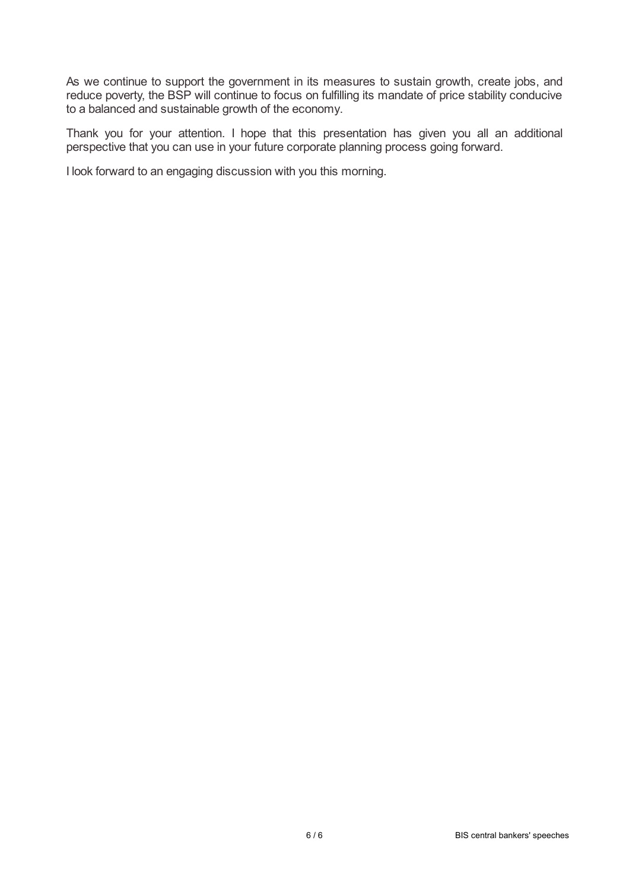As we continue to support the government in its measures to sustain growth, create jobs, and reduce poverty, the BSP will continue to focus on fulfilling its mandate of price stability conducive to a balanced and sustainable growth of the economy.

Thank you for your attention. I hope that this presentation has given you all an additional perspective that you can use in your future corporate planning process going forward.

I look forward to an engaging discussion with you this morning.